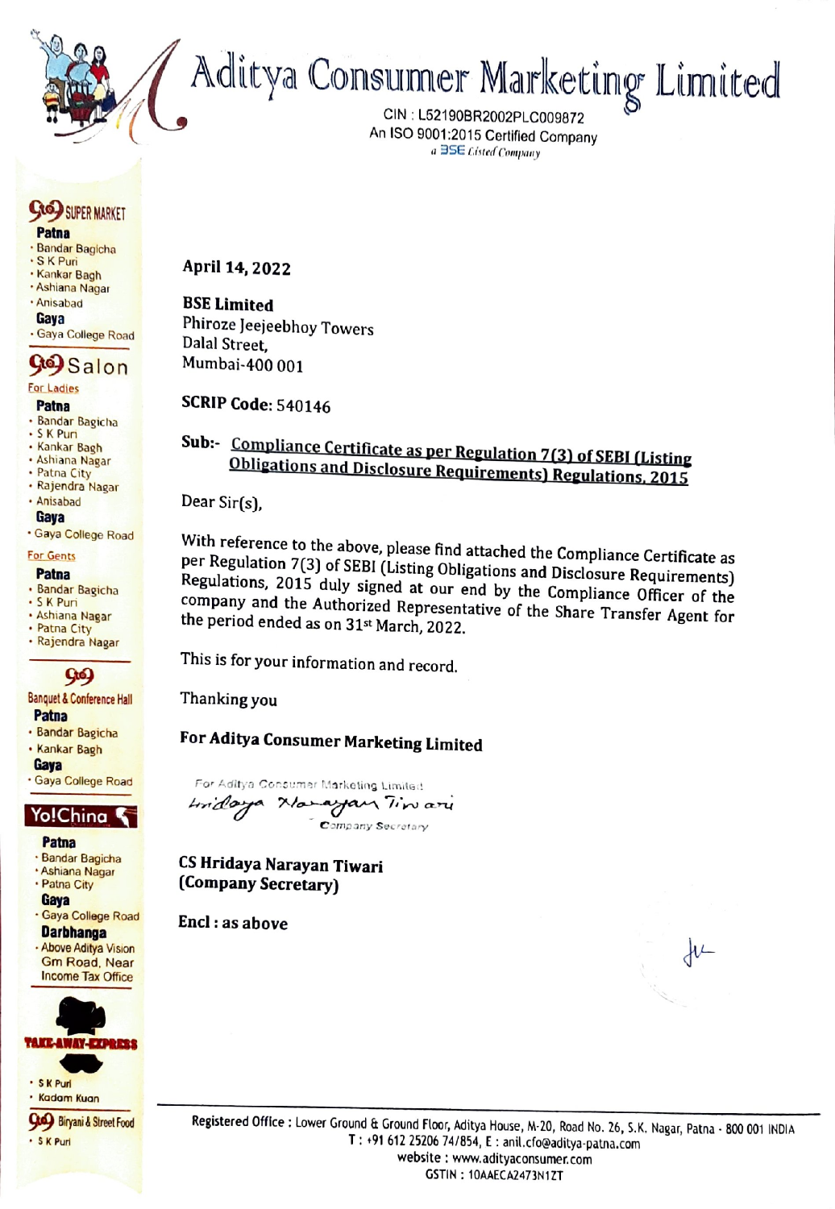# Aditya Consumer Marketing Limited

CIN : L52190BR2002PLC009872
An ISO 9001:2015 Certified Company
a BSE Listed Company

**9to9 SUPER MARKET**
**Patna**
- Bandar Bagicha
- S K Puri
- Kankar Bagh
- Ashiana Nagar
- Anisabad

**Gaya**
- Gaya College Road

**9to9 Salon**
For Ladies
**Patna**
- Bandar Bagicha
- S K Puri
- Kankar Bagh
- Ashiana Nagar
- Patna City
- Rajendra Nagar
- Anisabad

**Gaya**
- Gaya College Road

For Gents
**Patna**
- Bandar Bagicha
- S K Puri
- Ashiana Nagar
- Patna City
- Rajendra Nagar

**9to9 Banquet & Conference Hall**
**Patna**
- Bandar Bagicha
- Kankar Bagh

**Gaya**
- Gaya College Road

**Yo!China**
**Patna**
- Bandar Bagicha
- Ashiana Nagar
- Patna City

**Gaya**
- Gaya College Road

**Darbhanga**
- Above Aditya Vision Gm Road, Near Income Tax Office

**TAKE-AWAY-EXPRESS**
- S K Puri
- Kadam Kuan

**9to9 Biryani & Street Food**
- S K Puri

---

**April 14, 2022**

**BSE Limited**
Phiroze Jeejeebhoy Towers
Dalal Street,
Mumbai-400 001

**SCRIP Code:** 540146

**Sub:-** **Compliance Certificate as per Regulation 7(3) of SEBI (Listing Obligations and Disclosure Requirements) Regulations, 2015**

Dear Sir(s),

With reference to the above, please find attached the Compliance Certificate as per Regulation 7(3) of SEBI (Listing Obligations and Disclosure Requirements) Regulations, 2015 duly signed at our end by the Compliance Officer of the company and the Authorized Representative of the Share Transfer Agent for the period ended as on 31st March, 2022.

This is for your information and record.

Thanking you

**For Aditya Consumer Marketing Limited**

For Aditya Consumer Marketing Limited
Hridaya Narayan Tiwari
Company Secretary

**CS Hridaya Narayan Tiwari**
**(Company Secretary)**

**Encl : as above**

---

Registered Office : Lower Ground & Ground Floor, Aditya House, M-20, Road No. 26, S.K. Nagar, Patna - 800 001 INDIA
T : +91 612 25206 74/854, E : anil.cfo@aditya-patna.com
website : www.adityaconsumer.com
GSTIN : 10AAECA2473N1ZT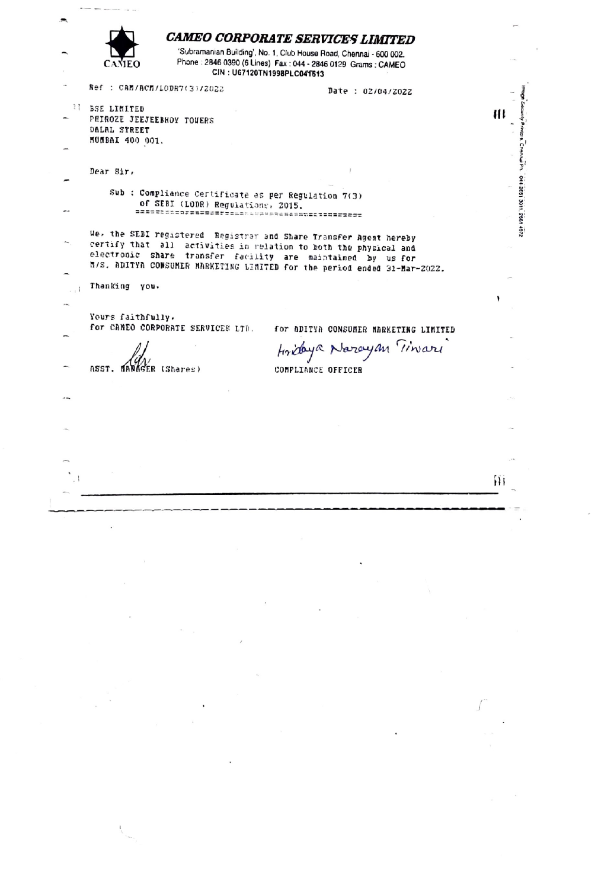# CAMEO CORPORATE SERVICES LIMITED

'Subramanian Building', No. 1, Club House Road, Chennai - 600 002.
Phone : 2846 0390 (6 Lines) Fax : 044 - 2846 0129 Grams : CAMEO
CIN : U67120TN1998PLC041613

Ref : CAM/ACM/LODR7(3)/2022

Date : 02/04/2022

BSE LIMITED
PHIROZE JEEJEEBHOY TOWERS
DALAL STREET
MUMBAI 400 001.

Dear Sir,

Sub : Compliance Certificate as per Regulation 7(3) of SEBI (LODR) Regulations, 2015.

We, the SEBI registered Registrar and Share Transfer Agent hereby certify that all activities in relation to both the physical and electronic share transfer facility are maintained by us for M/S. ADITYA CONSUMER MARKETING LIMITED for the period ended 31-Mar-2022.

Thanking you.

Yours faithfully,
for CAMEO CORPORATE SERVICES LTD.

ASST. MANAGER (Shares)

for ADITYA CONSUMER MARKETING LIMITED

Hridaya Narayan Tiwari

COMPLIANCE OFFICER